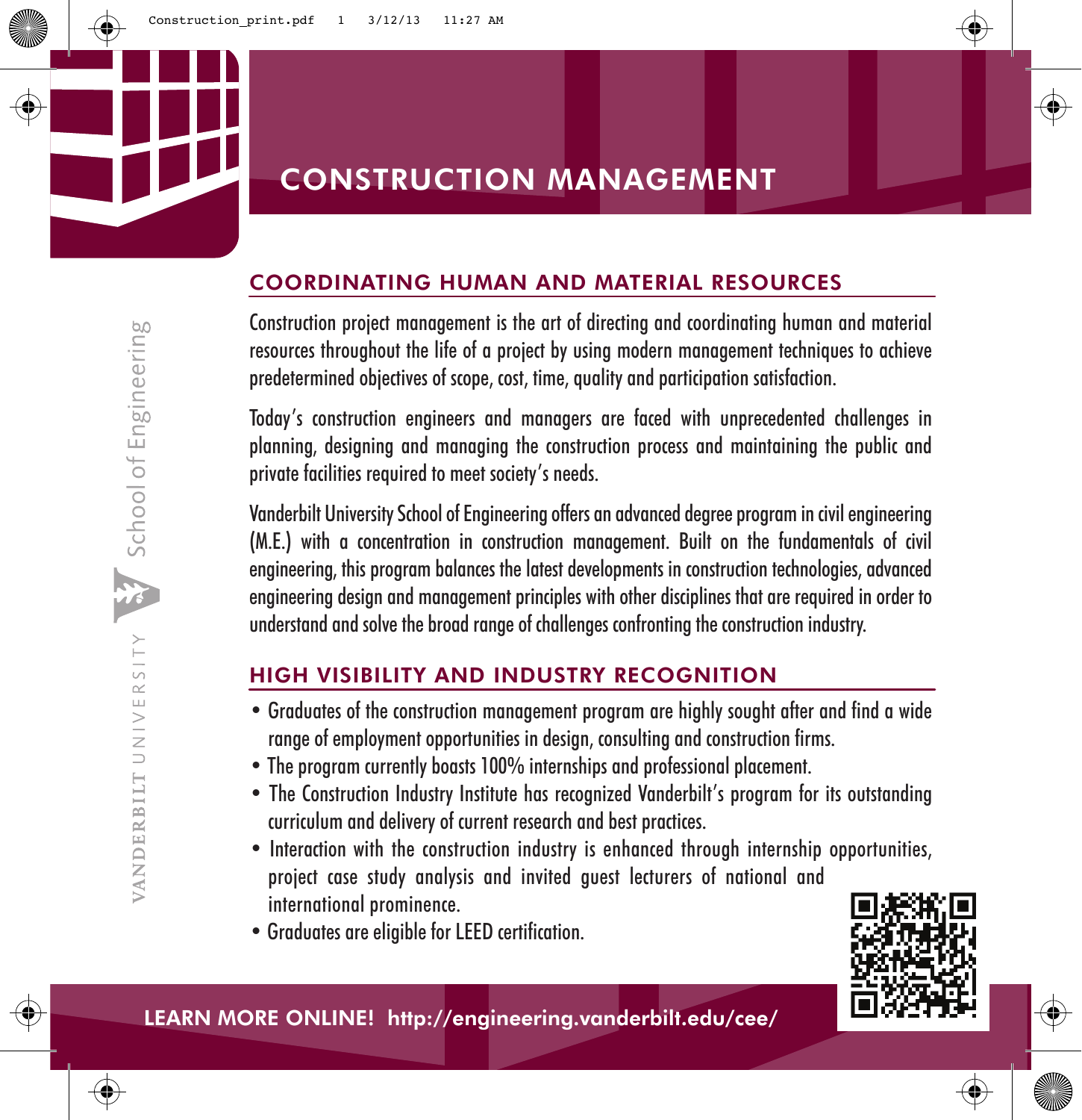# CONSTRUCTION MANAGEMENT

School of Engineering

VANDERBILT UNIVERSITY

## COORDINATING HUMAN AND MATERIAL RESOURCES

Construction project management is the art of directing and coordinating human and material resources throughout the life of a project by using modern management techniques to achieve predetermined objectives of scope, cost, time, quality and participation satisfaction.

Today's construction engineers and managers are faced with unprecedented challenges in planning, designing and managing the construction process and maintaining the public and private facilities required to meet society's needs.

Vanderbilt University School of Engineering offers an advanced degree program in civil engineering (M.E.) with a concentration in construction management. Built on the fundamentals of civil engineering, this program balances the latest developments in construction technologies, advanced engineering design and management principles with other disciplines that are required in order to understand and solve the broad range of challenges confronting the construction industry.

## HIGH VISIBILITY AND INDUSTRY RECOGNITION

- Graduates of the construction management program are highly sought after and find a wide range of employment opportunities in design, consulting and construction firms.
- The program currently boasts 100% internships and professional placement.
- The Construction Industry Institute has recognized Vanderbilt's program for its outstanding curriculum and delivery of current research and best practices.
- Interaction with the construction industry is enhanced through internship opportunities, project case study analysis and invited guest lecturers of national and international prominence.
- Graduates are eligible for LEED certification.

**LEARN MORE ONLINE! http://engineering.vanderbilt.edu/cee/**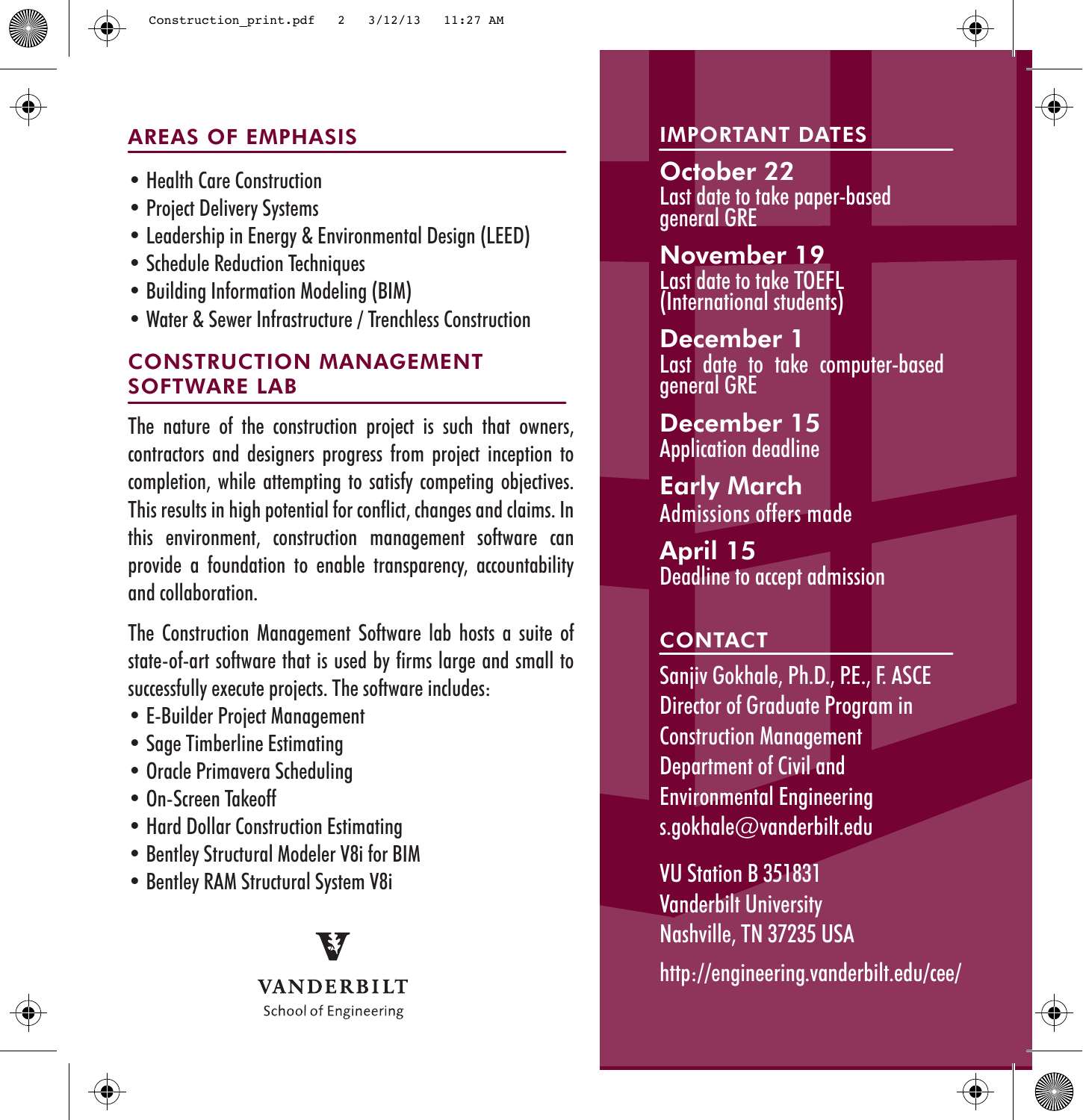## AREAS OF EMPHASIS

- Health Care Construction
- Project Delivery Systems
- Leadership in Energy & Environmental Design (LEED)
- Schedule Reduction Techniques
- Building Information Modeling (BIM)
- Water & Sewer Infrastructure / Trenchless Construction

## CONSTRUCTION MANAGEMENT SOFTWARE LAB

The nature of the construction project is such that owners, contractors and designers progress from project inception to completion, while attempting to satisfy competing objectives. This results in high potential for conflict, changes and claims. In this environment, construction management software can provide a foundation to enable transparency, accountability and collaboration.

The Construction Management Software lab hosts a suite of state-of-art software that is used by firms large and small to successfully execute projects. The software includes:

- E-Builder Project Management
- Sage Timberline Estimating
- Oracle Primavera Scheduling
- On-Screen Takeoff
- Hard Dollar Construction Estimating
- Bentley Structural Modeler V8i for BIM
- Bentley RAM Structural System V8i

VANDERBILT
School of Engineering

## IMPORTANT DATES

**October 22**
Last date to take paper-based general GRE

**November 19**
Last date to take TOEFL (International students)

**December 1**
Last date to take computer-based general GRE

**December 15**
Application deadline

**Early March**
Admissions offers made

**April 15**
Deadline to accept admission

## CONTACT

Sanjiv Gokhale, Ph.D., P.E., F. ASCE
Director of Graduate Program in Construction Management
Department of Civil and Environmental Engineering
s.gokhale@vanderbilt.edu

VU Station B 351831
Vanderbilt University
Nashville, TN 37235 USA

http://engineering.vanderbilt.edu/cee/